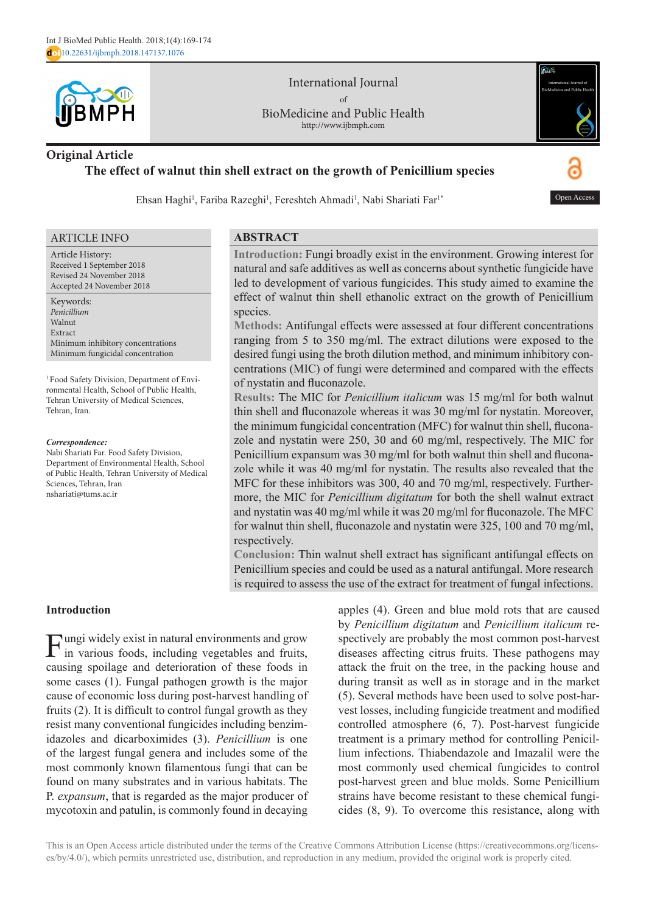Int J BioMed Public Health. 2018;1(4):169-174
doi 10.22631/ijbmph.2018.147137.1076

International Journal of BioMedicine and Public Health
http://www.ijbmph.com

Original Article

# The effect of walnut thin shell extract on the growth of Penicillium species

Open Access

Ehsan Haghi[1], Fariba Razeghi[1], Fereshteh Ahmadi[1], Nabi Shariati Far[1*]

## ARTICLE INFO

Article History:
Received 1 September 2018
Revised 24 November 2018
Accepted 24 November 2018

Keywords:
*Penicillium*
Walnut
Extract
Minimum inhibitory concentrations
Minimum fungicidal concentration

[1] Food Safety Division, Department of Environmental Health, School of Public Health, Tehran University of Medical Sciences, Tehran, Iran.

***Correspondence:***
Nabi Shariati Far. Food Safety Division, Department of Environmental Health, School of Public Health, Tehran University of Medical Sciences, Tehran, Iran
nshariati@tums.ac.ir

## ABSTRACT

**Introduction:** Fungi broadly exist in the environment. Growing interest for natural and safe additives as well as concerns about synthetic fungicide have led to development of various fungicides. This study aimed to examine the effect of walnut thin shell ethanolic extract on the growth of Penicillium species.

**Methods:** Antifungal effects were assessed at four different concentrations ranging from 5 to 350 mg/ml. The extract dilutions were exposed to the desired fungi using the broth dilution method, and minimum inhibitory concentrations (MIC) of fungi were determined and compared with the effects of nystatin and fluconazole.

**Results:** The MIC for *Penicillium italicum* was 15 mg/ml for both walnut thin shell and fluconazole whereas it was 30 mg/ml for nystatin. Moreover, the minimum fungicidal concentration (MFC) for walnut thin shell, fluconazole and nystatin were 250, 30 and 60 mg/ml, respectively. The MIC for Penicillium expansum was 30 mg/ml for both walnut thin shell and fluconazole while it was 40 mg/ml for nystatin. The results also revealed that the MFC for these inhibitors was 300, 40 and 70 mg/ml, respectively. Furthermore, the MIC for *Penicillium digitatum* for both the shell walnut extract and nystatin was 40 mg/ml while it was 20 mg/ml for fluconazole. The MFC for walnut thin shell, fluconazole and nystatin were 325, 100 and 70 mg/ml, respectively.

**Conclusion:** Thin walnut shell extract has significant antifungal effects on Penicillium species and could be used as a natural antifungal. More research is required to assess the use of the extract for treatment of fungal infections.

## Introduction

Fungi widely exist in natural environments and grow in various foods, including vegetables and fruits, causing spoilage and deterioration of these foods in some cases (1). Fungal pathogen growth is the major cause of economic loss during post-harvest handling of fruits (2). It is difficult to control fungal growth as they resist many conventional fungicides including benzimidazoles and dicarboximides (3). *Penicillium* is one of the largest fungal genera and includes some of the most commonly known filamentous fungi that can be found on many substrates and in various habitats. The P. *expansum*, that is regarded as the major producer of mycotoxin and patulin, is commonly found in decaying apples (4). Green and blue mold rots that are caused by *Penicillium digitatum* and *Penicillium italicum* respectively are probably the most common post-harvest diseases affecting citrus fruits. These pathogens may attack the fruit on the tree, in the packing house and during transit as well as in storage and in the market (5). Several methods have been used to solve post-harvest losses, including fungicide treatment and modified controlled atmosphere (6, 7). Post-harvest fungicide treatment is a primary method for controlling Penicillium infections. Thiabendazole and Imazalil were the most commonly used chemical fungicides to control post-harvest green and blue molds. Some Penicillium strains have become resistant to these chemical fungicides (8, 9). To overcome this resistance, along with

This is an Open Access article distributed under the terms of the Creative Commons Attribution License (https://creativecommons.org/licenses/by/4.0/), which permits unrestricted use, distribution, and reproduction in any medium, provided the original work is properly cited.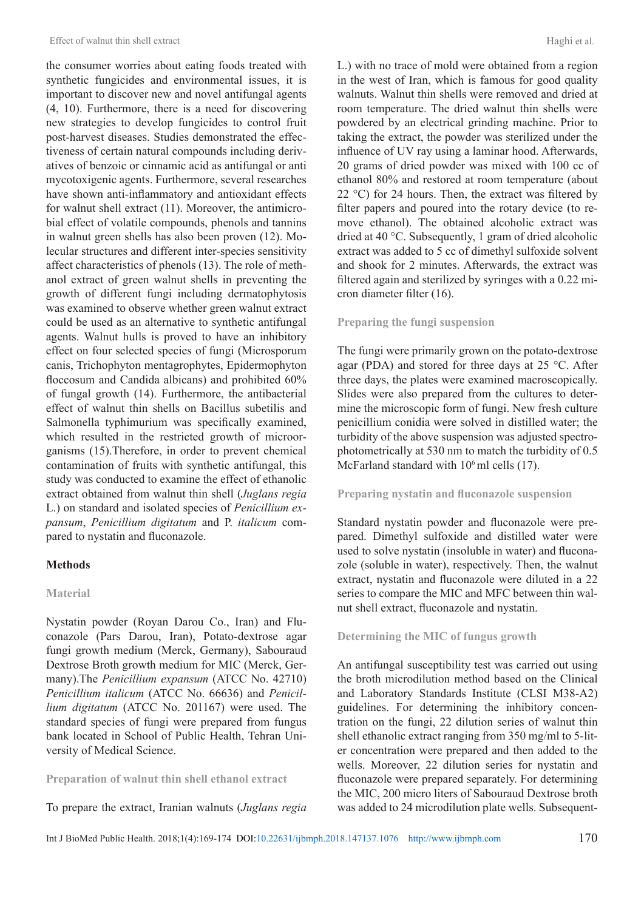the consumer worries about eating foods treated with synthetic fungicides and environmental issues, it is important to discover new and novel antifungal agents (4, 10). Furthermore, there is a need for discovering new strategies to develop fungicides to control fruit post-harvest diseases. Studies demonstrated the effectiveness of certain natural compounds including derivatives of benzoic or cinnamic acid as antifungal or anti mycotoxigenic agents. Furthermore, several researches have shown anti-inflammatory and antioxidant effects for walnut shell extract (11). Moreover, the antimicrobial effect of volatile compounds, phenols and tannins in walnut green shells has also been proven (12). Molecular structures and different inter-species sensitivity affect characteristics of phenols (13). The role of methanol extract of green walnut shells in preventing the growth of different fungi including dermatophytosis was examined to observe whether green walnut extract could be used as an alternative to synthetic antifungal agents. Walnut hulls is proved to have an inhibitory effect on four selected species of fungi (Microsporum canis, Trichophyton mentagrophytes, Epidermophyton floccosum and Candida albicans) and prohibited 60% of fungal growth (14). Furthermore, the antibacterial effect of walnut thin shells on Bacillus subetilis and Salmonella typhimurium was specifically examined, which resulted in the restricted growth of microorganisms (15).Therefore, in order to prevent chemical contamination of fruits with synthetic antifungal, this study was conducted to examine the effect of ethanolic extract obtained from walnut thin shell (*Juglans regia* L.) on standard and isolated species of *Penicillium expansum*, *Penicillium digitatum* and P. *italicum* compared to nystatin and fluconazole.

## Methods

### Material

Nystatin powder (Royan Darou Co., Iran) and Fluconazole (Pars Darou, Iran), Potato-dextrose agar fungi growth medium (Merck, Germany), Sabouraud Dextrose Broth growth medium for MIC (Merck, Germany).The *Penicillium expansum* (ATCC No. 42710) *Penicillium italicum* (ATCC No. 66636) and *Penicillium digitatum* (ATCC No. 201167) were used. The standard species of fungi were prepared from fungus bank located in School of Public Health, Tehran University of Medical Science.

### Preparation of walnut thin shell ethanol extract

To prepare the extract, Iranian walnuts (*Juglans regia* L.) with no trace of mold were obtained from a region in the west of Iran, which is famous for good quality walnuts. Walnut thin shells were removed and dried at room temperature. The dried walnut thin shells were powdered by an electrical grinding machine. Prior to taking the extract, the powder was sterilized under the influence of UV ray using a laminar hood. Afterwards, 20 grams of dried powder was mixed with 100 cc of ethanol 80% and restored at room temperature (about 22 °C) for 24 hours. Then, the extract was filtered by filter papers and poured into the rotary device (to remove ethanol). The obtained alcoholic extract was dried at 40 °C. Subsequently, 1 gram of dried alcoholic extract was added to 5 cc of dimethyl sulfoxide solvent and shook for 2 minutes. Afterwards, the extract was filtered again and sterilized by syringes with a 0.22 micron diameter filter (16).

### Preparing the fungi suspension

The fungi were primarily grown on the potato-dextrose agar (PDA) and stored for three days at 25 °C. After three days, the plates were examined macroscopically. Slides were also prepared from the cultures to determine the microscopic form of fungi. New fresh culture penicillium conidia were solved in distilled water; the turbidity of the above suspension was adjusted spectrophotometrically at 530 nm to match the turbidity of 0.5 McFarland standard with $10^6$ ml cells (17).

### Preparing nystatin and fluconazole suspension

Standard nystatin powder and fluconazole were prepared. Dimethyl sulfoxide and distilled water were used to solve nystatin (insoluble in water) and fluconazole (soluble in water), respectively. Then, the walnut extract, nystatin and fluconazole were diluted in a 22 series to compare the MIC and MFC between thin walnut shell extract, fluconazole and nystatin.

### Determining the MIC of fungus growth

An antifungal susceptibility test was carried out using the broth microdilution method based on the Clinical and Laboratory Standards Institute (CLSI M38-A2) guidelines. For determining the inhibitory concentration on the fungi, 22 dilution series of walnut thin shell ethanolic extract ranging from 350 mg/ml to 5-liter concentration were prepared and then added to the wells. Moreover, 22 dilution series for nystatin and fluconazole were prepared separately. For determining the MIC, 200 micro liters of Sabouraud Dextrose broth was added to 24 microdilution plate wells. Subsequent-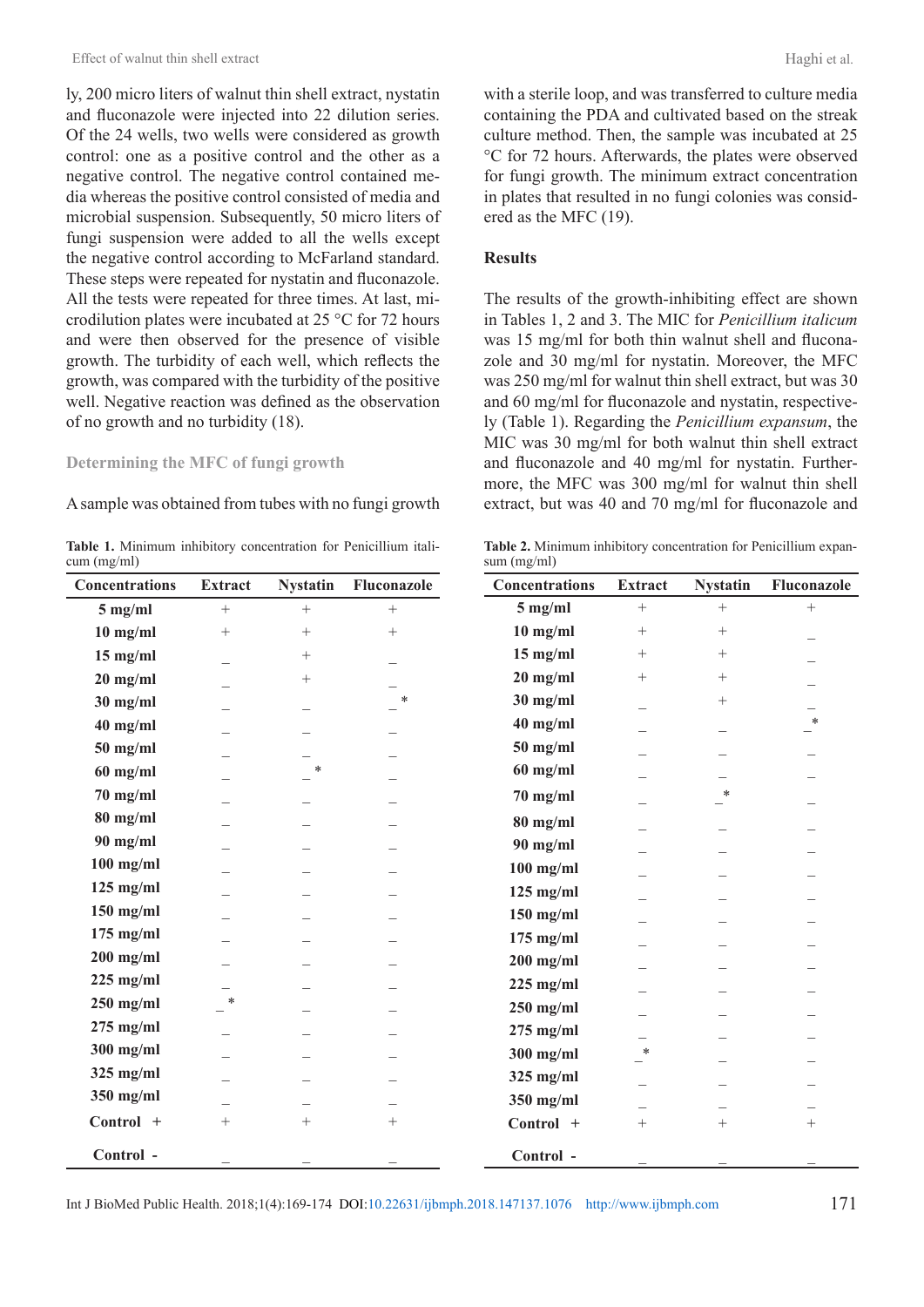ly, 200 micro liters of walnut thin shell extract, nystatin and fluconazole were injected into 22 dilution series. Of the 24 wells, two wells were considered as growth control: one as a positive control and the other as a negative control. The negative control contained media whereas the positive control consisted of media and microbial suspension. Subsequently, 50 micro liters of fungi suspension were added to all the wells except the negative control according to McFarland standard. These steps were repeated for nystatin and fluconazole. All the tests were repeated for three times. At last, microdilution plates were incubated at 25 °C for 72 hours and were then observed for the presence of visible growth. The turbidity of each well, which reflects the growth, was compared with the turbidity of the positive well. Negative reaction was defined as the observation of no growth and no turbidity (18).

### Determining the MFC of fungi growth

A sample was obtained from tubes with no fungi growth with a sterile loop, and was transferred to culture media containing the PDA and cultivated based on the streak culture method. Then, the sample was incubated at 25 °C for 72 hours. Afterwards, the plates were observed for fungi growth. The minimum extract concentration in plates that resulted in no fungi colonies was considered as the MFC (19).

## Results

The results of the growth-inhibiting effect are shown in Tables 1, 2 and 3. The MIC for *Penicillium italicum* was 15 mg/ml for both thin walnut shell and fluconazole and 30 mg/ml for nystatin. Moreover, the MFC was 250 mg/ml for walnut thin shell extract, but was 30 and 60 mg/ml for fluconazole and nystatin, respectively (Table 1). Regarding the *Penicillium expansum*, the MIC was 30 mg/ml for both walnut thin shell extract and fluconazole and 40 mg/ml for nystatin. Furthermore, the MFC was 300 mg/ml for walnut thin shell extract, but was 40 and 70 mg/ml for fluconazole and

**Table 1.** Minimum inhibitory concentration for Penicillium italicum (mg/ml)

| Concentrations | Extract | Nystatin | Fluconazole |
|---|---|---|---|
| 5 mg/ml | + | + | + |
| 10 mg/ml | + | + | + |
| 15 mg/ml | _ | + | _ |
| 20 mg/ml | _ | + | _ |
| 30 mg/ml | _ | _ | _* |
| 40 mg/ml | _ | _ | _ |
| 50 mg/ml | _ | _ | _ |
| 60 mg/ml | _ | _* | _ |
| 70 mg/ml | _ | _ | _ |
| 80 mg/ml | _ | _ | _ |
| 90 mg/ml | _ | _ | _ |
| 100 mg/ml | _ | _ | _ |
| 125 mg/ml | _ | _ | _ |
| 150 mg/ml | _ | _ | _ |
| 175 mg/ml | _ | _ | _ |
| 200 mg/ml | _ | _ | _ |
| 225 mg/ml | _ | _ | _ |
| 250 mg/ml | _* | _ | _ |
| 275 mg/ml | _ | _ | _ |
| 300 mg/ml | _ | _ | _ |
| 325 mg/ml | _ | _ | _ |
| 350 mg/ml | _ | _ | _ |
| Control + | + | + | + |
| Control - | _ | _ | _ |

**Table 2.** Minimum inhibitory concentration for Penicillium expansum (mg/ml)

| Concentrations | Extract | Nystatin | Fluconazole |
|---|---|---|---|
| 5 mg/ml | + | + | + |
| 10 mg/ml | + | + | _ |
| 15 mg/ml | + | + | _ |
| 20 mg/ml | + | + | _ |
| 30 mg/ml | _ | + | _ |
| 40 mg/ml | _ | _ | _* |
| 50 mg/ml | _ | _ | _ |
| 60 mg/ml | _ | _ | _ |
| 70 mg/ml | _ | _* | _ |
| 80 mg/ml | _ | _ | _ |
| 90 mg/ml | _ | _ | _ |
| 100 mg/ml | _ | _ | _ |
| 125 mg/ml | _ | _ | _ |
| 150 mg/ml | _ | _ | _ |
| 175 mg/ml | _ | _ | _ |
| 200 mg/ml | _ | _ | _ |
| 225 mg/ml | _ | _ | _ |
| 250 mg/ml | _ | _ | _ |
| 275 mg/ml | _ | _ | _ |
| 300 mg/ml | _* | _ | _ |
| 325 mg/ml | _ | _ | _ |
| 350 mg/ml | _ | _ | _ |
| Control + | + | + | + |
| Control - | _ | _ | _ |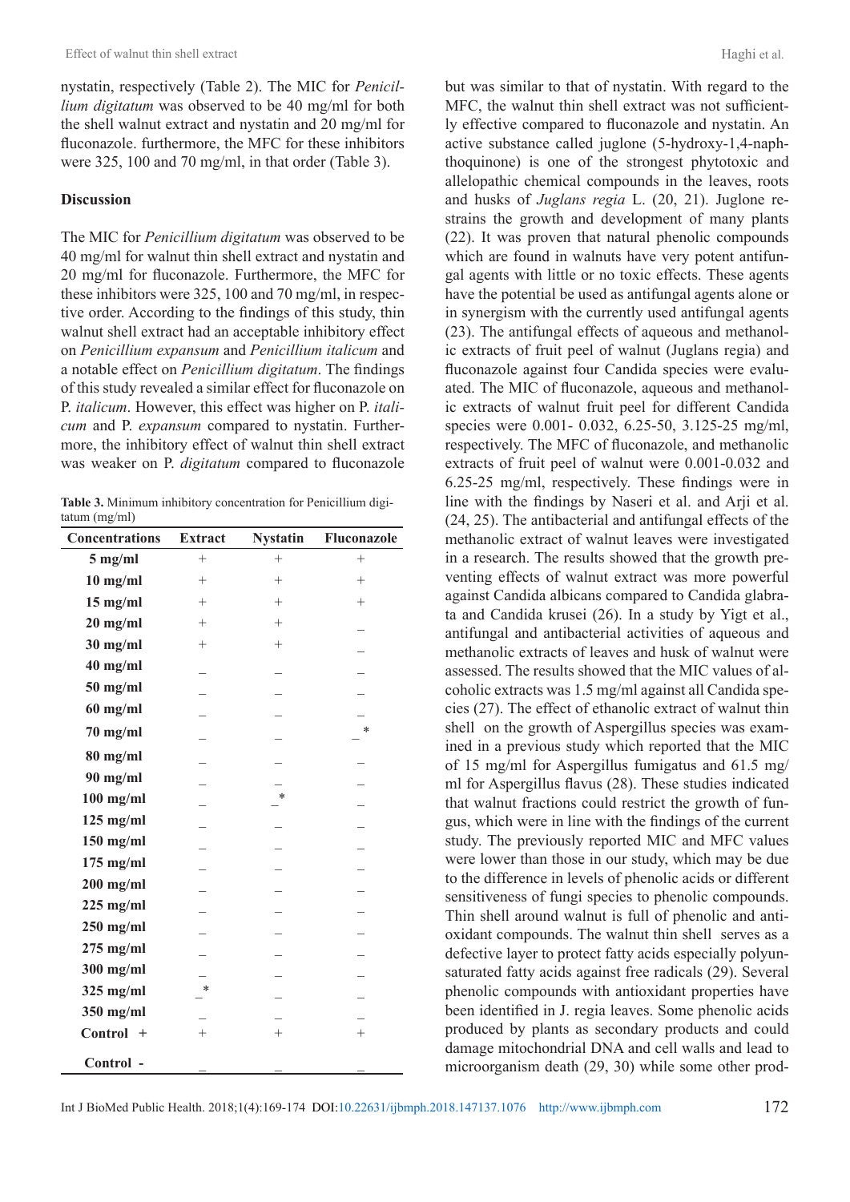nystatin, respectively (Table 2). The MIC for *Penicillium digitatum* was observed to be 40 mg/ml for both the shell walnut extract and nystatin and 20 mg/ml for fluconazole. furthermore, the MFC for these inhibitors were 325, 100 and 70 mg/ml, in that order (Table 3).

## Discussion

The MIC for *Penicillium digitatum* was observed to be 40 mg/ml for walnut thin shell extract and nystatin and 20 mg/ml for fluconazole. Furthermore, the MFC for these inhibitors were 325, 100 and 70 mg/ml, in respective order. According to the findings of this study, thin walnut shell extract had an acceptable inhibitory effect on *Penicillium expansum* and *Penicillium italicum* and a notable effect on *Penicillium digitatum*. The findings of this study revealed a similar effect for fluconazole on P. *italicum*. However, this effect was higher on P. *italicum* and P. *expansum* compared to nystatin. Furthermore, the inhibitory effect of walnut thin shell extract was weaker on P. *digitatum* compared to fluconazole

**Table 3.** Minimum inhibitory concentration for Penicillium digitatum (mg/ml)

| Concentrations | Extract | Nystatin | Fluconazole |
|---|---|---|---|
| **5 mg/ml** | + | + | + |
| **10 mg/ml** | + | + | + |
| **15 mg/ml** | + | + | + |
| **20 mg/ml** | + | + | _ |
| **30 mg/ml** | + | + | _ |
| **40 mg/ml** | _ | _ | _ |
| **50 mg/ml** | _ | _ | _ |
| **60 mg/ml** | _ | _ | _ |
| **70 mg/ml** | _ | _ | _* |
| **80 mg/ml** | _ | _ | _ |
| **90 mg/ml** | _ | _ | _ |
| **100 mg/ml** | _ | _* | _ |
| **125 mg/ml** | _ | _ | _ |
| **150 mg/ml** | _ | _ | _ |
| **175 mg/ml** | _ | _ | _ |
| **200 mg/ml** | _ | _ | _ |
| **225 mg/ml** | _ | _ | _ |
| **250 mg/ml** | _ | _ | _ |
| **275 mg/ml** | _ | _ | _ |
| **300 mg/ml** | _ | _ | _ |
| **325 mg/ml** | _* | _ | _ |
| **350 mg/ml** | _ | _ | _ |
| **Control +** | + | + | + |
| **Control -** | _ | _ | _ |

but was similar to that of nystatin. With regard to the MFC, the walnut thin shell extract was not sufficiently effective compared to fluconazole and nystatin. An active substance called juglone (5-hydroxy-1,4-naphthoquinone) is one of the strongest phytotoxic and allelopathic chemical compounds in the leaves, roots and husks of *Juglans regia* L. (20, 21). Juglone restrains the growth and development of many plants (22). It was proven that natural phenolic compounds which are found in walnuts have very potent antifungal agents with little or no toxic effects. These agents have the potential be used as antifungal agents alone or in synergism with the currently used antifungal agents (23). The antifungal effects of aqueous and methanolic extracts of fruit peel of walnut (Juglans regia) and fluconazole against four Candida species were evaluated. The MIC of fluconazole, aqueous and methanolic extracts of walnut fruit peel for different Candida species were 0.001- 0.032, 6.25-50, 3.125-25 mg/ml, respectively. The MFC of fluconazole, and methanolic extracts of fruit peel of walnut were 0.001-0.032 and 6.25-25 mg/ml, respectively. These findings were in line with the findings by Naseri et al. and Arji et al. (24, 25). The antibacterial and antifungal effects of the methanolic extract of walnut leaves were investigated in a research. The results showed that the growth preventing effects of walnut extract was more powerful against Candida albicans compared to Candida glabrata and Candida krusei (26). In a study by Yigt et al., antifungal and antibacterial activities of aqueous and methanolic extracts of leaves and husk of walnut were assessed. The results showed that the MIC values of alcoholic extracts was 1.5 mg/ml against all Candida species (27). The effect of ethanolic extract of walnut thin shell on the growth of Aspergillus species was examined in a previous study which reported that the MIC of 15 mg/ml for Aspergillus fumigatus and 61.5 mg/ml for Aspergillus flavus (28). These studies indicated that walnut fractions could restrict the growth of fungus, which were in line with the findings of the current study. The previously reported MIC and MFC values were lower than those in our study, which may be due to the difference in levels of phenolic acids or different sensitiveness of fungi species to phenolic compounds. Thin shell around walnut is full of phenolic and antioxidant compounds. The walnut thin shell serves as a defective layer to protect fatty acids especially polyunsaturated fatty acids against free radicals (29). Several phenolic compounds with antioxidant properties have been identified in J. regia leaves. Some phenolic acids produced by plants as secondary products and could damage mitochondrial DNA and cell walls and lead to microorganism death (29, 30) while some other prod-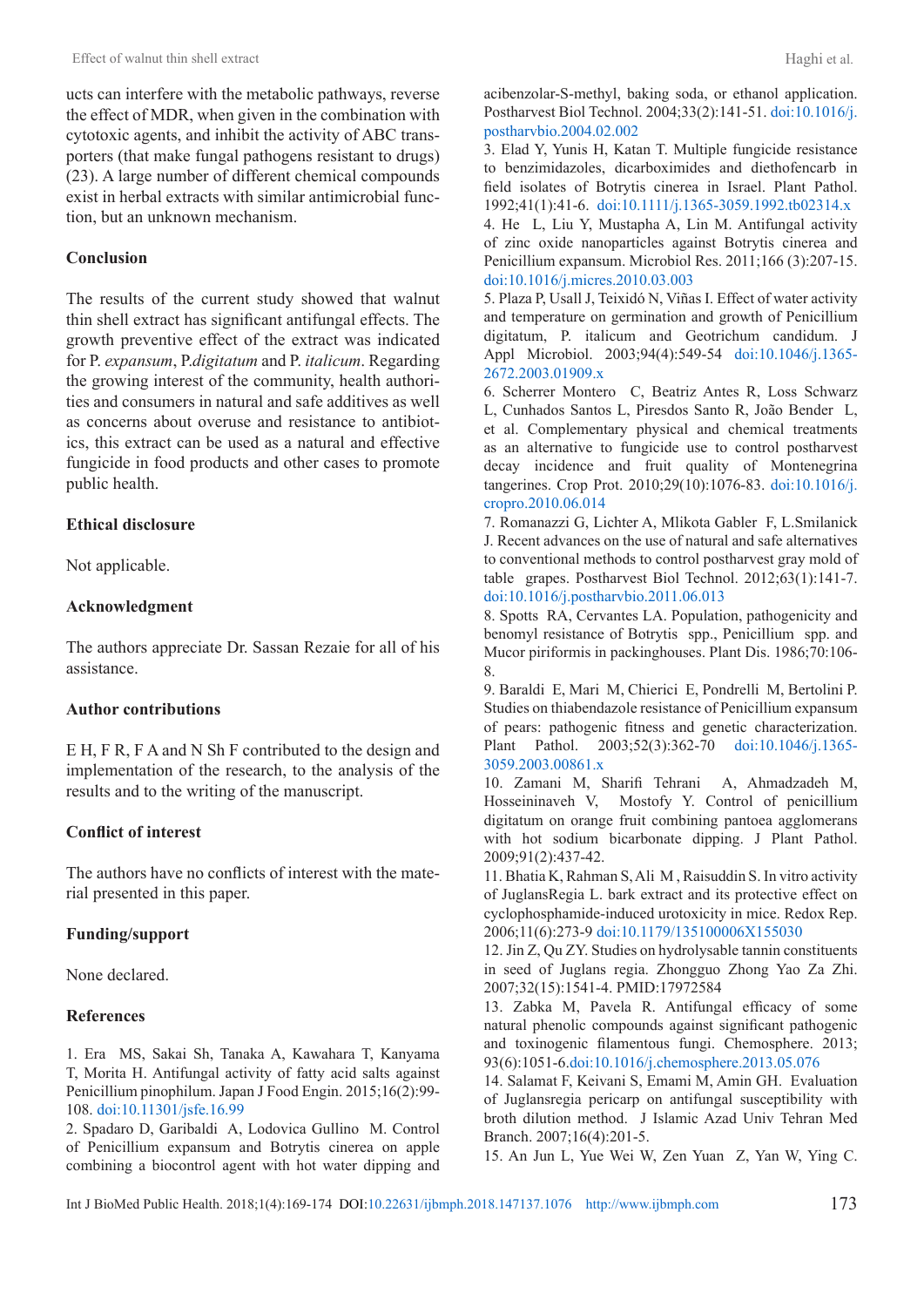ucts can interfere with the metabolic pathways, reverse the effect of MDR, when given in the combination with cytotoxic agents, and inhibit the activity of ABC transporters (that make fungal pathogens resistant to drugs) (23). A large number of different chemical compounds exist in herbal extracts with similar antimicrobial function, but an unknown mechanism.

## Conclusion

The results of the current study showed that walnut thin shell extract has significant antifungal effects. The growth preventive effect of the extract was indicated for P. *expansum*, P.*digitatum* and P. *italicum*. Regarding the growing interest of the community, health authorities and consumers in natural and safe additives as well as concerns about overuse and resistance to antibiotics, this extract can be used as a natural and effective fungicide in food products and other cases to promote public health.

## Ethical disclosure

Not applicable.

## Acknowledgment

The authors appreciate Dr. Sassan Rezaie for all of his assistance.

## Author contributions

E H, F R, F A and N Sh F contributed to the design and implementation of the research, to the analysis of the results and to the writing of the manuscript.

## Conflict of interest

The authors have no conflicts of interest with the material presented in this paper.

## Funding/support

None declared.

## References

1. Era MS, Sakai Sh, Tanaka A, Kawahara T, Kanyama T, Morita H. Antifungal activity of fatty acid salts against Penicillium pinophilum. Japan J Food Engin. 2015;16(2):99-108. doi:10.11301/jsfe.16.99
2. Spadaro D, Garibaldi A, Lodovica Gullino M. Control of Penicillium expansum and Botrytis cinerea on apple combining a biocontrol agent with hot water dipping and acibenzolar-S-methyl, baking soda, or ethanol application. Postharvest Biol Technol. 2004;33(2):141-51. doi:10.1016/j.postharvbio.2004.02.002
3. Elad Y, Yunis H, Katan T. Multiple fungicide resistance to benzimidazoles, dicarboximides and diethofencarb in field isolates of Botrytis cinerea in Israel. Plant Pathol. 1992;41(1):41-6. doi:10.1111/j.1365-3059.1992.tb02314.x
4. He L, Liu Y, Mustapha A, Lin M. Antifungal activity of zinc oxide nanoparticles against Botrytis cinerea and Penicillium expansum. Microbiol Res. 2011;166 (3):207-15. doi:10.1016/j.micres.2010.03.003
5. Plaza P, Usall J, Teixidó N, Viñas I. Effect of water activity and temperature on germination and growth of Penicillium digitatum, P. italicum and Geotrichum candidum. J Appl Microbiol. 2003;94(4):549-54 doi:10.1046/j.1365-2672.2003.01909.x
6. Scherrer Montero C, Beatriz Antes R, Loss Schwarz L, Cunhados Santos L, Piresdos Santo R, João Bender L, et al. Complementary physical and chemical treatments as an alternative to fungicide use to control postharvest decay incidence and fruit quality of Montenegrina tangerines. Crop Prot. 2010;29(10):1076-83. doi:10.1016/j.cropro.2010.06.014
7. Romanazzi G, Lichter A, Mlikota Gabler F, L.Smilanick J. Recent advances on the use of natural and safe alternatives to conventional methods to control postharvest gray mold of table grapes. Postharvest Biol Technol. 2012;63(1):141-7. doi:10.1016/j.postharvbio.2011.06.013
8. Spotts RA, Cervantes LA. Population, pathogenicity and benomyl resistance of Botrytis spp., Penicillium spp. and Mucor piriformis in packinghouses. Plant Dis. 1986;70:106-8.
9. Baraldi E, Mari M, Chierici E, Pondrelli M, Bertolini P. Studies on thiabendazole resistance of Penicillium expansum of pears: pathogenic fitness and genetic characterization. Plant Pathol. 2003;52(3):362-70 doi:10.1046/j.1365-3059.2003.00861.x
10. Zamani M, Sharifi Tehrani A, Ahmadzadeh M, Hosseininaveh V, Mostofy Y. Control of penicillium digitatum on orange fruit combining pantoea agglomerans with hot sodium bicarbonate dipping. J Plant Pathol. 2009;91(2):437-42.
11. Bhatia K, Rahman S, Ali M, Raisuddin S. In vitro activity of JuglansRegia L. bark extract and its protective effect on cyclophosphamide-induced urotoxicity in mice. Redox Rep. 2006;11(6):273-9 doi:10.1179/135100006X155030
12. Jin Z, Qu ZY. Studies on hydrolysable tannin constituents in seed of Juglans regia. Zhongguo Zhong Yao Za Zhi. 2007;32(15):1541-4. PMID:17972584
13. Zabka M, Pavela R. Antifungal efficacy of some natural phenolic compounds against significant pathogenic and toxinogenic filamentous fungi. Chemosphere. 2013; 93(6):1051-6.doi:10.1016/j.chemosphere.2013.05.076
14. Salamat F, Keivani S, Emami M, Amin GH. Evaluation of Juglansregia pericarp on antifungal susceptibility with broth dilution method. J Islamic Azad Univ Tehran Med Branch. 2007;16(4):201-5.
15. An Jun L, Yue Wei W, Zen Yuan Z, Yan W, Ying C.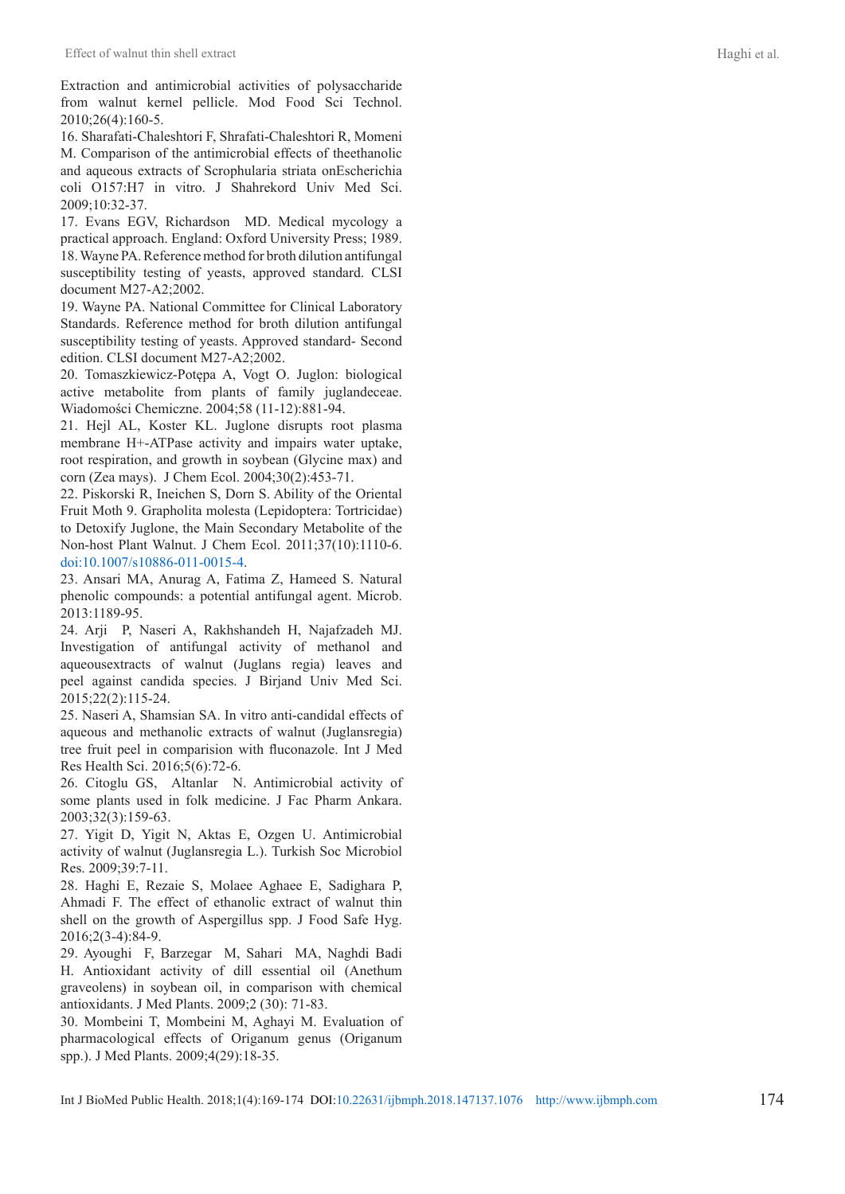Extraction and antimicrobial activities of polysaccharide from walnut kernel pellicle. Mod Food Sci Technol. 2010;26(4):160-5.

16. Sharafati-Chaleshtori F, Shrafati-Chaleshtori R, Momeni M. Comparison of the antimicrobial effects of theethanolic and aqueous extracts of Scrophularia striata onEscherichia coli O157:H7 in vitro. J Shahrekord Univ Med Sci. 2009;10:32-37.

17. Evans EGV, Richardson MD. Medical mycology a practical approach. England: Oxford University Press; 1989.

18. Wayne PA. Reference method for broth dilution antifungal susceptibility testing of yeasts, approved standard. CLSI document M27-A2;2002.

19. Wayne PA. National Committee for Clinical Laboratory Standards. Reference method for broth dilution antifungal susceptibility testing of yeasts. Approved standard- Second edition. CLSI document M27-A2;2002.

20. Tomaszkiewicz-Potępa A, Vogt O. Juglon: biological active metabolite from plants of family juglandeceae. Wiadomości Chemiczne. 2004;58 (11-12):881-94.

21. Hejl AL, Koster KL. Juglone disrupts root plasma membrane H+-ATPase activity and impairs water uptake, root respiration, and growth in soybean (Glycine max) and corn (Zea mays). J Chem Ecol. 2004;30(2):453-71.

22. Piskorski R, Ineichen S, Dorn S. Ability of the Oriental Fruit Moth 9. Grapholita molesta (Lepidoptera: Tortricidae) to Detoxify Juglone, the Main Secondary Metabolite of the Non-host Plant Walnut. J Chem Ecol. 2011;37(10):1110-6. doi:10.1007/s10886-011-0015-4.

23. Ansari MA, Anurag A, Fatima Z, Hameed S. Natural phenolic compounds: a potential antifungal agent. Microb. 2013:1189-95.

24. Arji P, Naseri A, Rakhshandeh H, Najafzadeh MJ. Investigation of antifungal activity of methanol and aqueousextracts of walnut (Juglans regia) leaves and peel against candida species. J Birjand Univ Med Sci. 2015;22(2):115-24.

25. Naseri A, Shamsian SA. In vitro anti-candidal effects of aqueous and methanolic extracts of walnut (Juglansregia) tree fruit peel in comparision with fluconazole. Int J Med Res Health Sci. 2016;5(6):72-6.

26. Citoglu GS, Altanlar N. Antimicrobial activity of some plants used in folk medicine. J Fac Pharm Ankara. 2003;32(3):159-63.

27. Yigit D, Yigit N, Aktas E, Ozgen U. Antimicrobial activity of walnut (Juglansregia L.). Turkish Soc Microbiol Res. 2009;39:7-11.

28. Haghi E, Rezaie S, Molaee Aghaee E, Sadighara P, Ahmadi F. The effect of ethanolic extract of walnut thin shell on the growth of Aspergillus spp. J Food Safe Hyg. 2016;2(3-4):84-9.

29. Ayoughi F, Barzegar M, Sahari MA, Naghdi Badi H. Antioxidant activity of dill essential oil (Anethum graveolens) in soybean oil, in comparison with chemical antioxidants. J Med Plants. 2009;2 (30): 71-83.

30. Mombeini T, Mombeini M, Aghayi M. Evaluation of pharmacological effects of Origanum genus (Origanum spp.). J Med Plants. 2009;4(29):18-35.